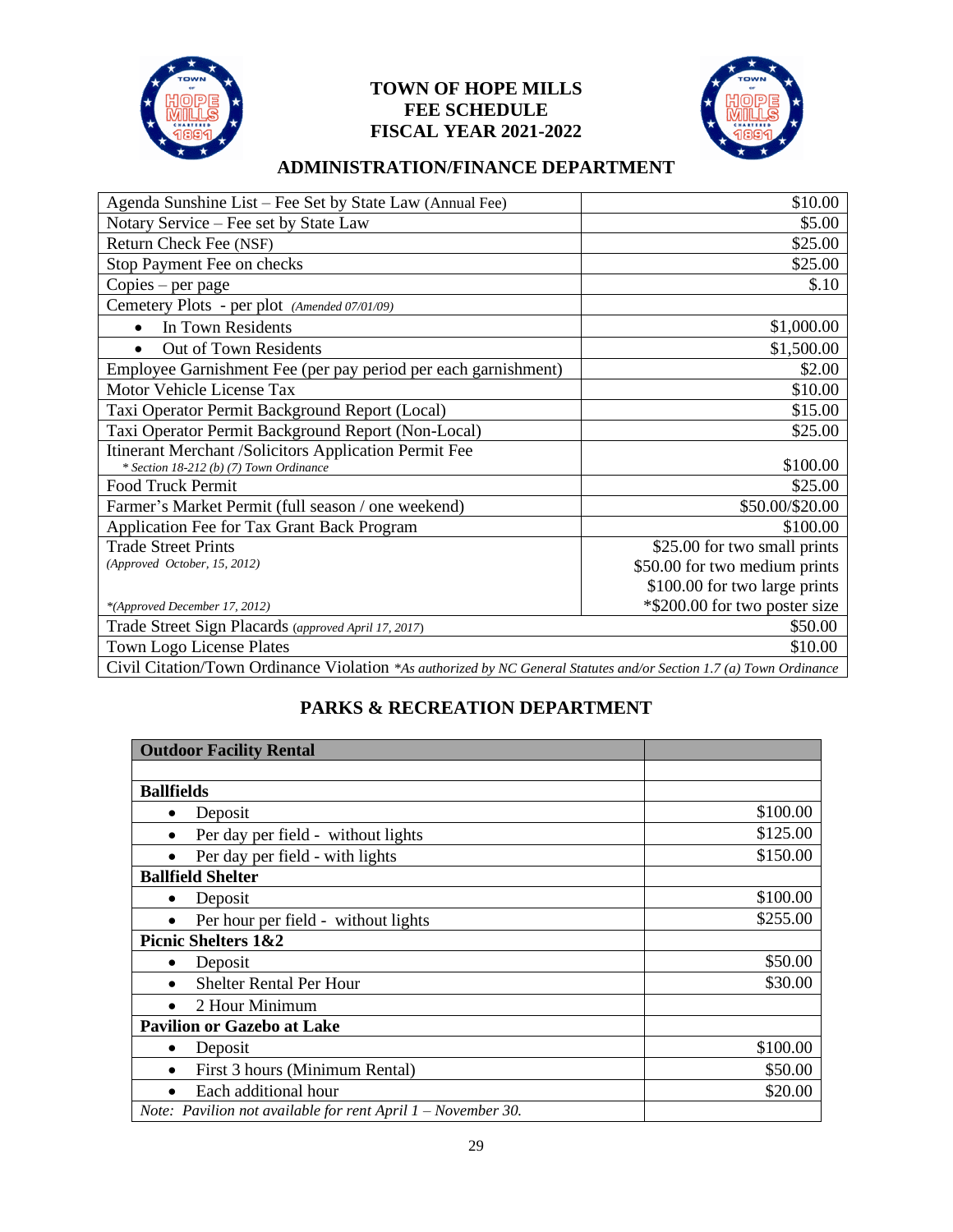# TOWN OF HOPE MILLS
# FEE SCHEDULE
# FISCAL YEAR 2021-2022

## ADMINISTRATION/FINANCE DEPARTMENT

| | |
|---|---|
| Agenda Sunshine List – Fee Set by State Law (Annual Fee) | $10.00 |
| Notary Service – Fee set by State Law | $5.00 |
| Return Check Fee (NSF) | $25.00 |
| Stop Payment Fee on checks | $25.00 |
| Copies – per page | $.10 |
| Cemetery Plots - per plot *(Amended 07/01/09)* | |
| • In Town Residents | $1,000.00 |
| • Out of Town Residents | $1,500.00 |
| Employee Garnishment Fee (per pay period per each garnishment) | $2.00 |
| Motor Vehicle License Tax | $10.00 |
| Taxi Operator Permit Background Report (Local) | $15.00 |
| Taxi Operator Permit Background Report (Non-Local) | $25.00 |
| Itinerant Merchant /Solicitors Application Permit Fee *\* Section 18-212 (b) (7) Town Ordinance* | $100.00 |
| Food Truck Permit | $25.00 |
| Farmer's Market Permit (full season / one weekend) | $50.00/$20.00 |
| Application Fee for Tax Grant Back Program | $100.00 |
| Trade Street Prints *(Approved October, 15, 2012)* | $25.00 for two small prints<br>$50.00 for two medium prints<br>$100.00 for two large prints |
| *\*(Approved December 17, 2012)* | *$200.00 for two poster size |
| Trade Street Sign Placards *(approved April 17, 2017)* | $50.00 |
| Town Logo License Plates | $10.00 |
| Civil Citation/Town Ordinance Violation *\*As authorized by NC General Statutes and/or Section 1.7 (a) Town Ordinance* | |

## PARKS & RECREATION DEPARTMENT

| **Outdoor Facility Rental** | |
|---|---|
| | |
| **Ballfields** | |
| • Deposit | $100.00 |
| • Per day per field - without lights | $125.00 |
| • Per day per field - with lights | $150.00 |
| **Ballfield Shelter** | |
| • Deposit | $100.00 |
| • Per hour per field - without lights | $255.00 |
| **Picnic Shelters 1&2** | |
| • Deposit | $50.00 |
| • Shelter Rental Per Hour | $30.00 |
| • 2 Hour Minimum | |
| **Pavilion or Gazebo at Lake** | |
| • Deposit | $100.00 |
| • First 3 hours (Minimum Rental) | $50.00 |
| • Each additional hour | $20.00 |
| *Note: Pavilion not available for rent April 1 – November 30.* | |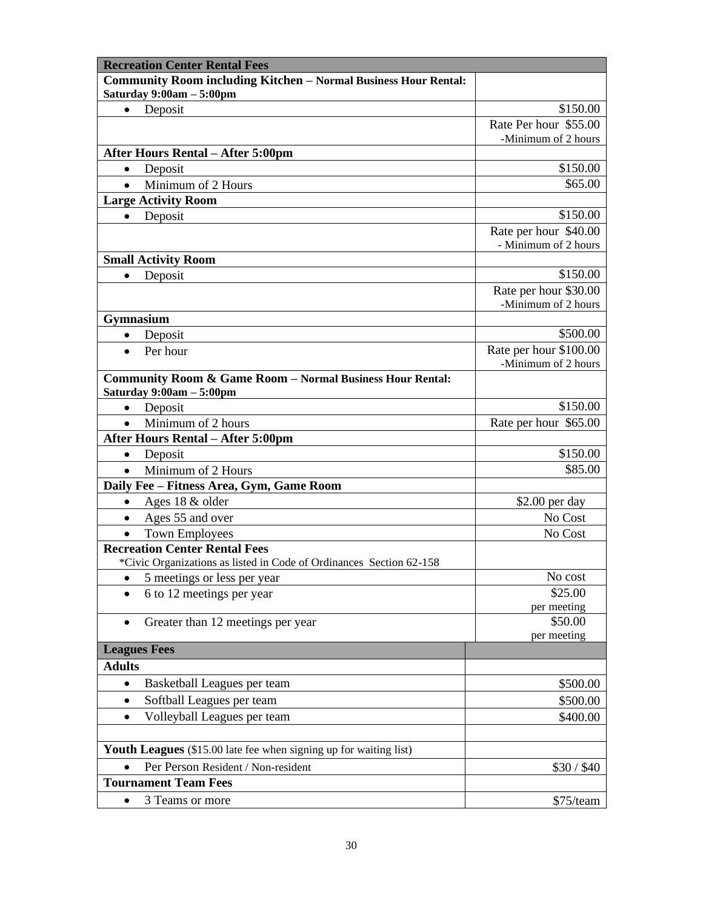| Recreation Center Rental Fees | |
|---|---|
| **Community Room including Kitchen – Normal Business Hour Rental: Saturday 9:00am – 5:00pm** | |
| • Deposit | $150.00 |
| | Rate Per hour $55.00 -Minimum of 2 hours |
| **After Hours Rental – After 5:00pm** | |
| • Deposit | $150.00 |
| • Minimum of 2 Hours | $65.00 |
| **Large Activity Room** | |
| • Deposit | $150.00 |
| | Rate per hour $40.00 - Minimum of 2 hours |
| **Small Activity Room** | |
| • Deposit | $150.00 |
| | Rate per hour $30.00 -Minimum of 2 hours |
| **Gymnasium** | |
| • Deposit | $500.00 |
| • Per hour | Rate per hour $100.00 -Minimum of 2 hours |
| **Community Room & Game Room – Normal Business Hour Rental: Saturday 9:00am – 5:00pm** | |
| • Deposit | $150.00 |
| • Minimum of 2 hours | Rate per hour $65.00 |
| **After Hours Rental – After 5:00pm** | |
| • Deposit | $150.00 |
| • Minimum of 2 Hours | $85.00 |
| **Daily Fee – Fitness Area, Gym, Game Room** | |
| • Ages 18 & older | $2.00 per day |
| • Ages 55 and over | No Cost |
| • Town Employees | No Cost |
| **Recreation Center Rental Fees** *Civic Organizations as listed in Code of Ordinances Section 62-158 | |
| • 5 meetings or less per year | No cost |
| • 6 to 12 meetings per year | $25.00 per meeting |
| • Greater than 12 meetings per year | $50.00 per meeting |
| **Leagues Fees** | |
| **Adults** | |
| • Basketball Leagues per team | $500.00 |
| • Softball Leagues per team | $500.00 |
| • Volleyball Leagues per team | $400.00 |
| | |
| **Youth Leagues** ($15.00 late fee when signing up for waiting list) | |
| • Per Person Resident / Non-resident | $30 / $40 |
| **Tournament Team Fees** | |
| • 3 Teams or more | $75/team |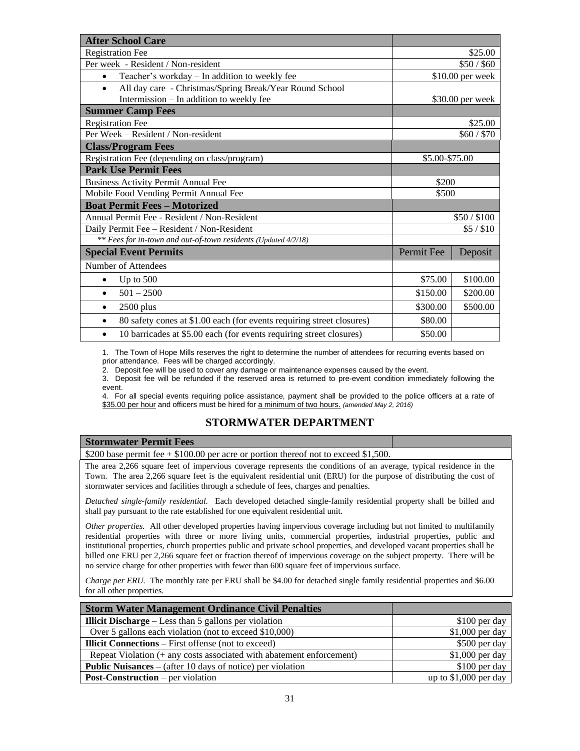| After School Care | | |
|---|---|---|
| Registration Fee | $25.00 | |
| Per week - Resident / Non-resident | $50 / $60 | |
| • Teacher's workday – In addition to weekly fee | $10.00 per week | |
| • All day care - Christmas/Spring Break/Year Round School Intermission – In addition to weekly fee | $30.00 per week | |
| **Summer Camp Fees** | | |
| Registration Fee | $25.00 | |
| Per Week – Resident / Non-resident | $60 / $70 | |
| **Class/Program Fees** | | |
| Registration Fee (depending on class/program) | $5.00-$75.00 | |
| **Park Use Permit Fees** | | |
| Business Activity Permit Annual Fee | $200 | |
| Mobile Food Vending Permit Annual Fee | $500 | |
| **Boat Permit Fees – Motorized** | | |
| Annual Permit Fee - Resident / Non-Resident | $50 / $100 | |
| Daily Permit Fee – Resident / Non-Resident | $5 / $10 | |
| *\*\* Fees for in-town and out-of-town residents (Updated 4/2/18)* | | |
| **Special Event Permits** | Permit Fee | Deposit |
| Number of Attendees | | |
| • Up to 500 | $75.00 | $100.00 |
| • 501 – 2500 | $150.00 | $200.00 |
| • 2500 plus | $300.00 | $500.00 |
| • 80 safety cones at $1.00 each (for events requiring street closures) | $80.00 | |
| • 10 barricades at $5.00 each (for events requiring street closures) | $50.00 | |

1. The Town of Hope Mills reserves the right to determine the number of attendees for recurring events based on prior attendance. Fees will be charged accordingly.
2. Deposit fee will be used to cover any damage or maintenance expenses caused by the event.
3. Deposit fee will be refunded if the reserved area is returned to pre-event condition immediately following the event.
4. For all special events requiring police assistance, payment shall be provided to the police officers at a rate of $35.00 per hour and officers must be hired for a minimum of two hours. *(amended May 2, 2016)*

## STORMWATER DEPARTMENT

**Stormwater Permit Fees**

$200 base permit fee + $100.00 per acre or portion thereof not to exceed $1,500.

The area 2,266 square feet of impervious coverage represents the conditions of an average, typical residence in the Town. The area 2,266 square feet is the equivalent residential unit (ERU) for the purpose of distributing the cost of stormwater services and facilities through a schedule of fees, charges and penalties.

*Detached single-family residential.* Each developed detached single-family residential property shall be billed and shall pay pursuant to the rate established for one equivalent residential unit.

*Other properties.* All other developed properties having impervious coverage including but not limited to multifamily residential properties with three or more living units, commercial properties, industrial properties, public and institutional properties, church properties public and private school properties, and developed vacant properties shall be billed one ERU per 2,266 square feet or fraction thereof of impervious coverage on the subject property. There will be no service charge for other properties with fewer than 600 square feet of impervious surface.

*Charge per ERU.* The monthly rate per ERU shall be $4.00 for detached single family residential properties and $6.00 for all other properties.

| Storm Water Management Ordinance Civil Penalties | |
|---|---|
| **Illicit Discharge** – Less than 5 gallons per violation | $100 per day |
| Over 5 gallons each violation (not to exceed $10,000) | $1,000 per day |
| **Illicit Connections –** First offense (not to exceed) | $500 per day |
| Repeat Violation (+ any costs associated with abatement enforcement) | $1,000 per day |
| **Public Nuisances –** (after 10 days of notice) per violation | $100 per day |
| **Post-Construction** – per violation | up to $1,000 per day |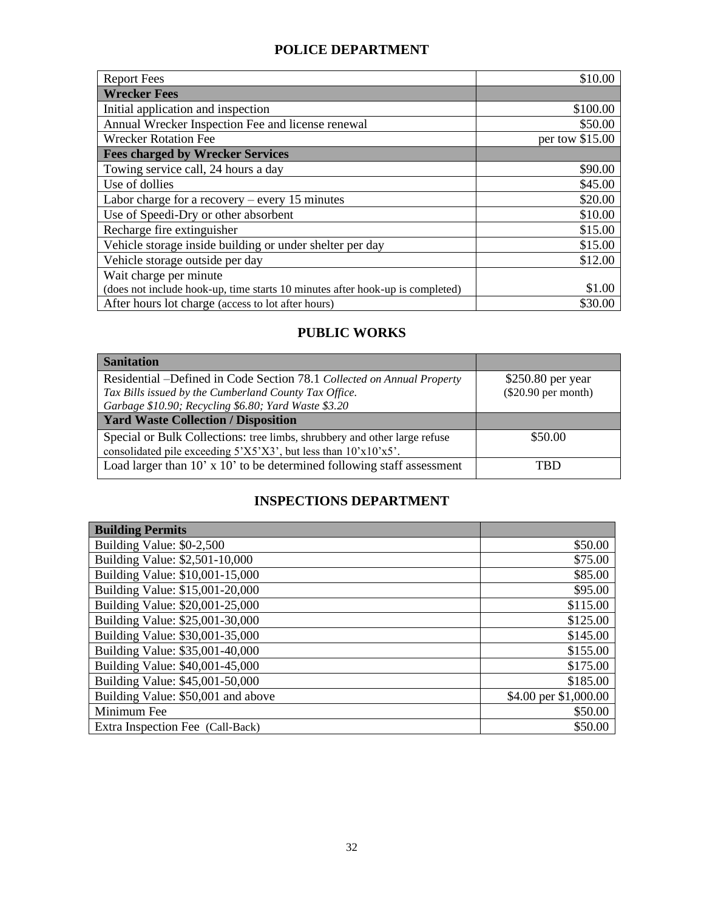## POLICE DEPARTMENT

| Report Fees | $10.00 |
|---|---|
| **Wrecker Fees** | |
| Initial application and inspection | $100.00 |
| Annual Wrecker Inspection Fee and license renewal | $50.00 |
| Wrecker Rotation Fee | per tow $15.00 |
| **Fees charged by Wrecker Services** | |
| Towing service call, 24 hours a day | $90.00 |
| Use of dollies | $45.00 |
| Labor charge for a recovery – every 15 minutes | $20.00 |
| Use of Speedi-Dry or other absorbent | $10.00 |
| Recharge fire extinguisher | $15.00 |
| Vehicle storage inside building or under shelter per day | $15.00 |
| Vehicle storage outside per day | $12.00 |
| Wait charge per minute (does not include hook-up, time starts 10 minutes after hook-up is completed) | $1.00 |
| After hours lot charge (access to lot after hours) | $30.00 |

## PUBLIC WORKS

| **Sanitation** | |
|---|---|
| Residential –Defined in Code Section 78.1 *Collected on Annual Property Tax Bills issued by the Cumberland County Tax Office. Garbage $10.90; Recycling $6.80; Yard Waste $3.20* | $250.80 per year ($20.90 per month) |
| **Yard Waste Collection / Disposition** | |
| Special or Bulk Collections: tree limbs, shrubbery and other large refuse consolidated pile exceeding 5'X5'X3', but less than 10'x10'x5'. | $50.00 |
| Load larger than 10' x 10' to be determined following staff assessment | TBD |

## INSPECTIONS DEPARTMENT

| **Building Permits** | |
|---|---|
| Building Value: $0-2,500 | $50.00 |
| Building Value: $2,501-10,000 | $75.00 |
| Building Value: $10,001-15,000 | $85.00 |
| Building Value: $15,001-20,000 | $95.00 |
| Building Value: $20,001-25,000 | $115.00 |
| Building Value: $25,001-30,000 | $125.00 |
| Building Value: $30,001-35,000 | $145.00 |
| Building Value: $35,001-40,000 | $155.00 |
| Building Value: $40,001-45,000 | $175.00 |
| Building Value: $45,001-50,000 | $185.00 |
| Building Value: $50,001 and above | $4.00 per $1,000.00 |
| Minimum Fee | $50.00 |
| Extra Inspection Fee (Call-Back) | $50.00 |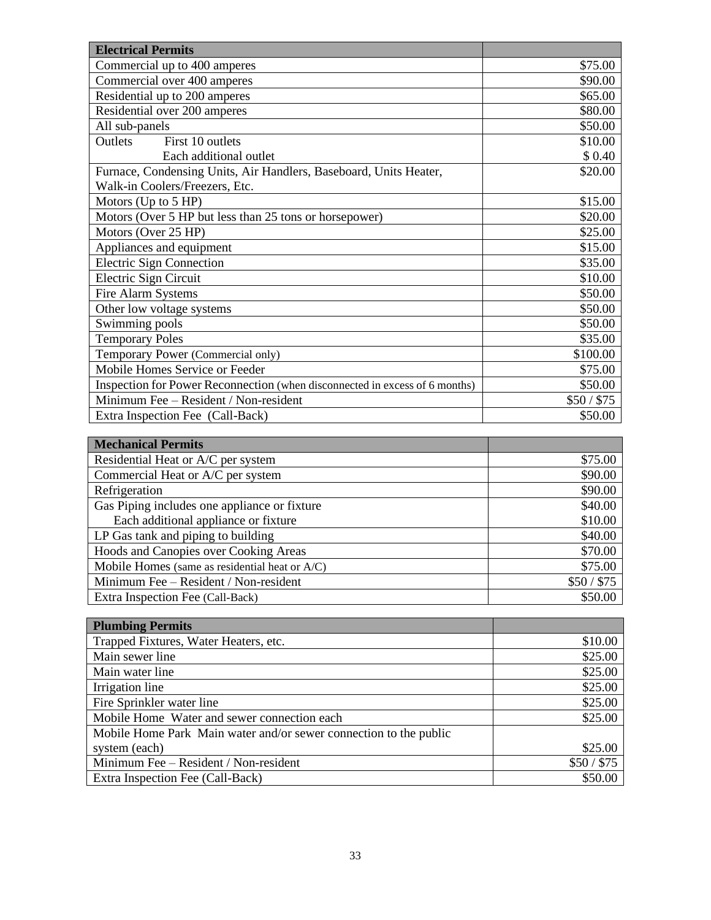| Electrical Permits | |
|---|---|
| Commercial up to 400 amperes | $75.00 |
| Commercial over 400 amperes | $90.00 |
| Residential up to 200 amperes | $65.00 |
| Residential over 200 amperes | $80.00 |
| All sub-panels | $50.00 |
| Outlets First 10 outlets | $10.00 |
| Each additional outlet | $ 0.40 |
| Furnace, Condensing Units, Air Handlers, Baseboard, Units Heater, Walk-in Coolers/Freezers, Etc. | $20.00 |
| Motors (Up to 5 HP) | $15.00 |
| Motors (Over 5 HP but less than 25 tons or horsepower) | $20.00 |
| Motors (Over 25 HP) | $25.00 |
| Appliances and equipment | $15.00 |
| Electric Sign Connection | $35.00 |
| Electric Sign Circuit | $10.00 |
| Fire Alarm Systems | $50.00 |
| Other low voltage systems | $50.00 |
| Swimming pools | $50.00 |
| Temporary Poles | $35.00 |
| Temporary Power (Commercial only) | $100.00 |
| Mobile Homes Service or Feeder | $75.00 |
| Inspection for Power Reconnection (when disconnected in excess of 6 months) | $50.00 |
| Minimum Fee – Resident / Non-resident | $50 / $75 |
| Extra Inspection Fee (Call-Back) | $50.00 |

| Mechanical Permits | |
|---|---|
| Residential Heat or A/C per system | $75.00 |
| Commercial Heat or A/C per system | $90.00 |
| Refrigeration | $90.00 |
| Gas Piping includes one appliance or fixture | $40.00 |
| Each additional appliance or fixture | $10.00 |
| LP Gas tank and piping to building | $40.00 |
| Hoods and Canopies over Cooking Areas | $70.00 |
| Mobile Homes (same as residential heat or A/C) | $75.00 |
| Minimum Fee – Resident / Non-resident | $50 / $75 |
| Extra Inspection Fee (Call-Back) | $50.00 |

| Plumbing Permits | |
|---|---|
| Trapped Fixtures, Water Heaters, etc. | $10.00 |
| Main sewer line | $25.00 |
| Main water line | $25.00 |
| Irrigation line | $25.00 |
| Fire Sprinkler water line | $25.00 |
| Mobile Home Water and sewer connection each | $25.00 |
| Mobile Home Park Main water and/or sewer connection to the public system (each) | $25.00 |
| Minimum Fee – Resident / Non-resident | $50 / $75 |
| Extra Inspection Fee (Call-Back) | $50.00 |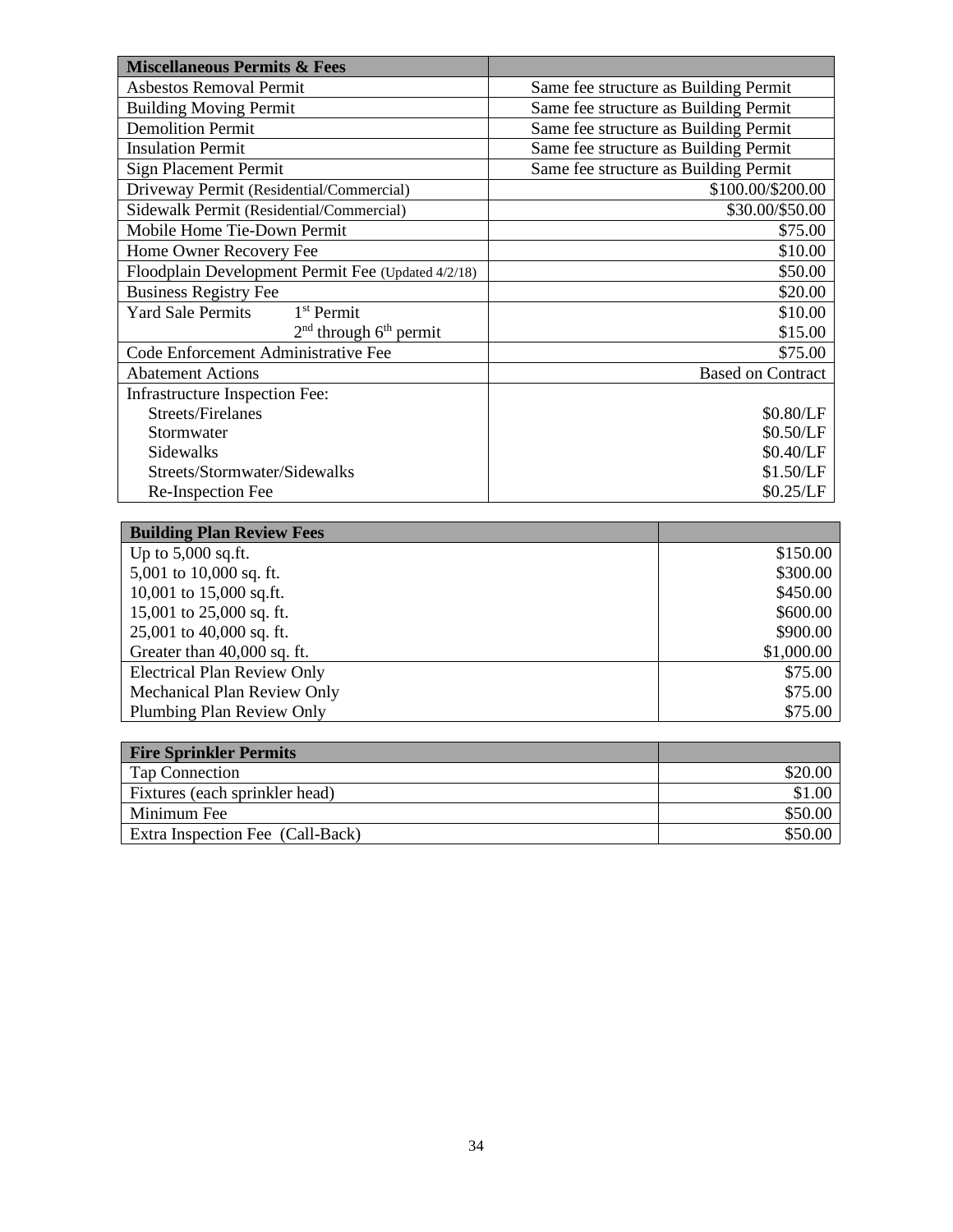| Miscellaneous Permits & Fees | |
|---|---|
| Asbestos Removal Permit | Same fee structure as Building Permit |
| Building Moving Permit | Same fee structure as Building Permit |
| Demolition Permit | Same fee structure as Building Permit |
| Insulation Permit | Same fee structure as Building Permit |
| Sign Placement Permit | Same fee structure as Building Permit |
| Driveway Permit (Residential/Commercial) | \$100.00/\$200.00 |
| Sidewalk Permit (Residential/Commercial) | \$30.00/\$50.00 |
| Mobile Home Tie-Down Permit | \$75.00 |
| Home Owner Recovery Fee | \$10.00 |
| Floodplain Development Permit Fee (Updated 4/2/18) | \$50.00 |
| Business Registry Fee | \$20.00 |
| Yard Sale Permits 1st Permit | \$10.00 |
| 2nd through 6th permit | \$15.00 |
| Code Enforcement Administrative Fee | \$75.00 |
| Abatement Actions | Based on Contract |
| Infrastructure Inspection Fee: | |
| Streets/Firelanes | \$0.80/LF |
| Stormwater | \$0.50/LF |
| Sidewalks | \$0.40/LF |
| Streets/Stormwater/Sidewalks | \$1.50/LF |
| Re-Inspection Fee | \$0.25/LF |

| Building Plan Review Fees | |
|---|---|
| Up to 5,000 sq.ft. | \$150.00 |
| 5,001 to 10,000 sq. ft. | \$300.00 |
| 10,001 to 15,000 sq.ft. | \$450.00 |
| 15,001 to 25,000 sq. ft. | \$600.00 |
| 25,001 to 40,000 sq. ft. | \$900.00 |
| Greater than 40,000 sq. ft. | \$1,000.00 |
| Electrical Plan Review Only | \$75.00 |
| Mechanical Plan Review Only | \$75.00 |
| Plumbing Plan Review Only | \$75.00 |

| Fire Sprinkler Permits | |
|---|---|
| Tap Connection | \$20.00 |
| Fixtures (each sprinkler head) | \$1.00 |
| Minimum Fee | \$50.00 |
| Extra Inspection Fee (Call-Back) | \$50.00 |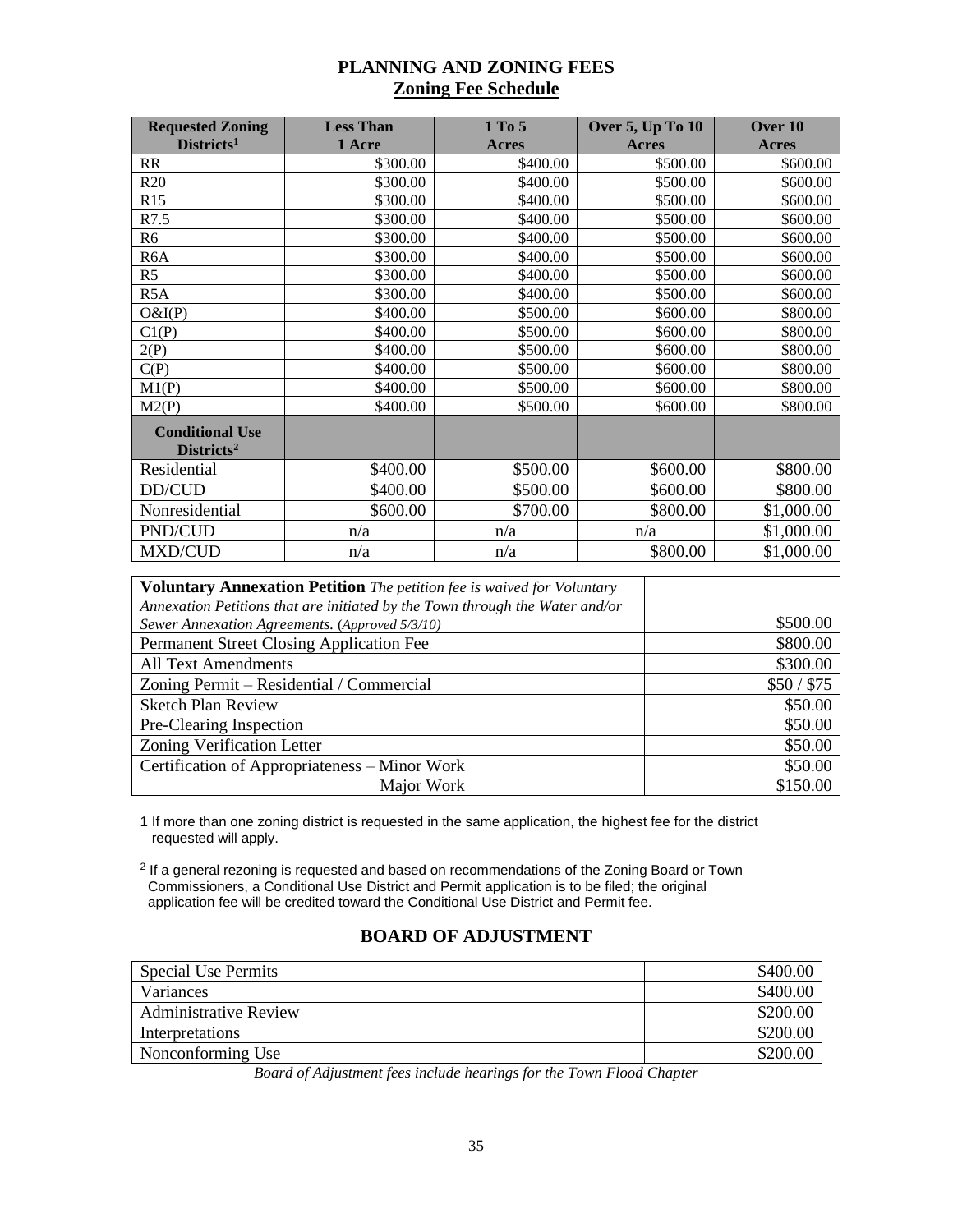# PLANNING AND ZONING FEES

## Zoning Fee Schedule

| Requested Zoning Districts[1] | Less Than 1 Acre | 1 To 5 Acres | Over 5, Up To 10 Acres | Over 10 Acres |
|---|---|---|---|---|
| RR | $300.00 | $400.00 | $500.00 | $600.00 |
| R20 | $300.00 | $400.00 | $500.00 | $600.00 |
| R15 | $300.00 | $400.00 | $500.00 | $600.00 |
| R7.5 | $300.00 | $400.00 | $500.00 | $600.00 |
| R6 | $300.00 | $400.00 | $500.00 | $600.00 |
| R6A | $300.00 | $400.00 | $500.00 | $600.00 |
| R5 | $300.00 | $400.00 | $500.00 | $600.00 |
| R5A | $300.00 | $400.00 | $500.00 | $600.00 |
| O&I(P) | $400.00 | $500.00 | $600.00 | $800.00 |
| C1(P) | $400.00 | $500.00 | $600.00 | $800.00 |
| 2(P) | $400.00 | $500.00 | $600.00 | $800.00 |
| C(P) | $400.00 | $500.00 | $600.00 | $800.00 |
| M1(P) | $400.00 | $500.00 | $600.00 | $800.00 |
| M2(P) | $400.00 | $500.00 | $600.00 | $800.00 |
| **Conditional Use Districts[2]** | | | | |
| Residential | $400.00 | $500.00 | $600.00 | $800.00 |
| DD/CUD | $400.00 | $500.00 | $600.00 | $800.00 |
| Nonresidential | $600.00 | $700.00 | $800.00 | $1,000.00 |
| PND/CUD | n/a | n/a | n/a | $1,000.00 |
| MXD/CUD | n/a | n/a | $800.00 | $1,000.00 |

| Item | Fee |
|---|---|
| **Voluntary Annexation Petition** *The petition fee is waived for Voluntary Annexation Petitions that are initiated by the Town through the Water and/or Sewer Annexation Agreements.* (*Approved 5/3/10*) | $500.00 |
| Permanent Street Closing Application Fee | $800.00 |
| All Text Amendments | $300.00 |
| Zoning Permit – Residential / Commercial | $50 / $75 |
| Sketch Plan Review | $50.00 |
| Pre-Clearing Inspection | $50.00 |
| Zoning Verification Letter | $50.00 |
| Certification of Appropriateness – Minor Work | $50.00 |
| Major Work | $150.00 |

1 If more than one zoning district is requested in the same application, the highest fee for the district requested will apply.

2 If a general rezoning is requested and based on recommendations of the Zoning Board or Town Commissioners, a Conditional Use District and Permit application is to be filed; the original application fee will be credited toward the Conditional Use District and Permit fee.

## BOARD OF ADJUSTMENT

| Item | Fee |
|---|---|
| Special Use Permits | $400.00 |
| Variances | $400.00 |
| Administrative Review | $200.00 |
| Interpretations | $200.00 |
| Nonconforming Use | $200.00 |

*Board of Adjustment fees include hearings for the Town Flood Chapter*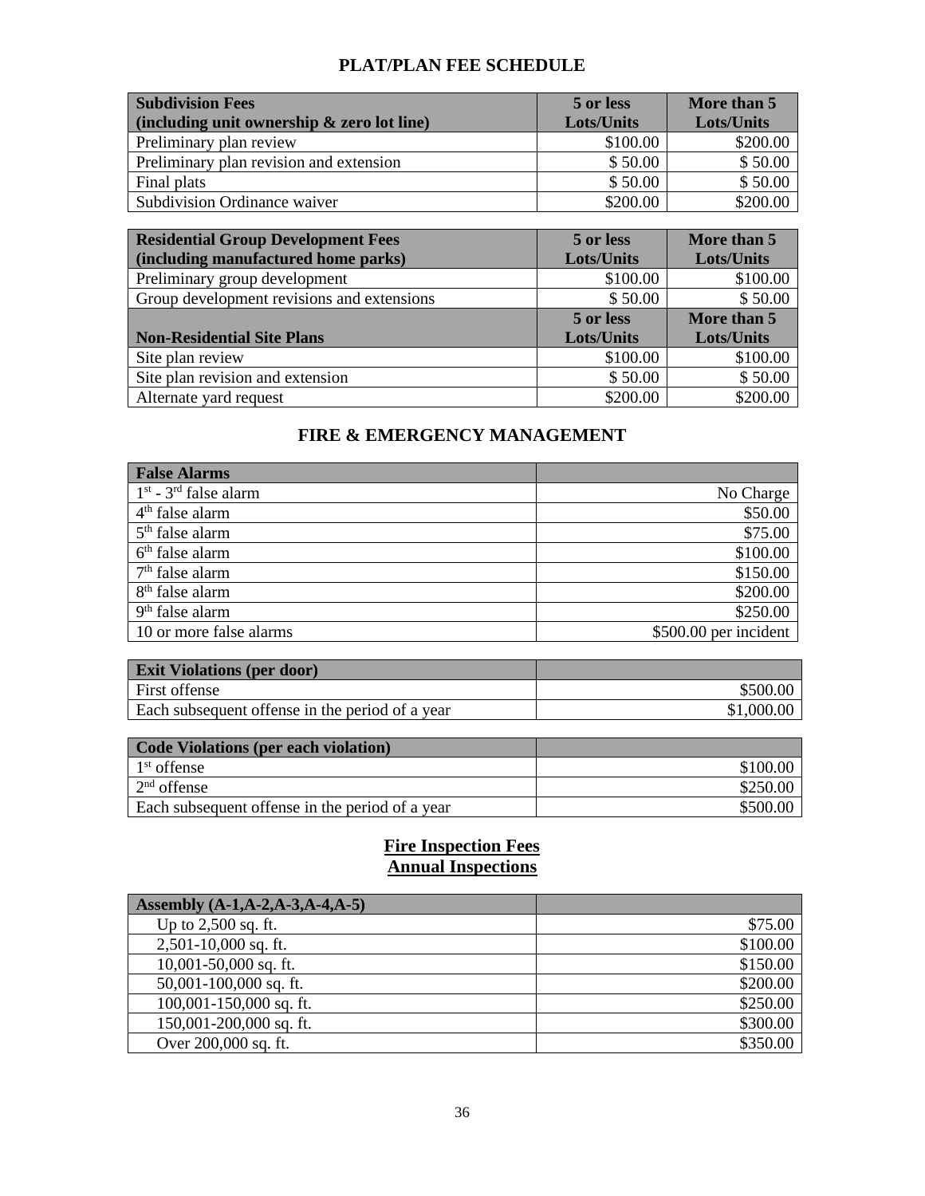# PLAT/PLAN FEE SCHEDULE

| Subdivision Fees (including unit ownership & zero lot line) | 5 or less Lots/Units | More than 5 Lots/Units |
|---|---|---|
| Preliminary plan review | \$100.00 | \$200.00 |
| Preliminary plan revision and extension | \$ 50.00 | \$ 50.00 |
| Final plats | \$ 50.00 | \$ 50.00 |
| Subdivision Ordinance waiver | \$200.00 | \$200.00 |

| Residential Group Development Fees (including manufactured home parks) | 5 or less Lots/Units | More than 5 Lots/Units |
|---|---|---|
| Preliminary group development | \$100.00 | \$100.00 |
| Group development revisions and extensions | \$ 50.00 | \$ 50.00 |
| **Non-Residential Site Plans** | **5 or less Lots/Units** | **More than 5 Lots/Units** |
| Site plan review | \$100.00 | \$100.00 |
| Site plan revision and extension | \$ 50.00 | \$ 50.00 |
| Alternate yard request | \$200.00 | \$200.00 |

# FIRE & EMERGENCY MANAGEMENT

| False Alarms | |
|---|---|
| 1st - 3rd false alarm | No Charge |
| 4th false alarm | \$50.00 |
| 5th false alarm | \$75.00 |
| 6th false alarm | \$100.00 |
| 7th false alarm | \$150.00 |
| 8th false alarm | \$200.00 |
| 9th false alarm | \$250.00 |
| 10 or more false alarms | \$500.00 per incident |

| Exit Violations (per door) | |
|---|---|
| First offense | \$500.00 |
| Each subsequent offense in the period of a year | \$1,000.00 |

| Code Violations (per each violation) | |
|---|---|
| 1st offense | \$100.00 |
| 2nd offense | \$250.00 |
| Each subsequent offense in the period of a year | \$500.00 |

## Fire Inspection Fees
## Annual Inspections

| Assembly (A-1,A-2,A-3,A-4,A-5) | |
|---|---|
| Up to 2,500 sq. ft. | \$75.00 |
| 2,501-10,000 sq. ft. | \$100.00 |
| 10,001-50,000 sq. ft. | \$150.00 |
| 50,001-100,000 sq. ft. | \$200.00 |
| 100,001-150,000 sq. ft. | \$250.00 |
| 150,001-200,000 sq. ft. | \$300.00 |
| Over 200,000 sq. ft. | \$350.00 |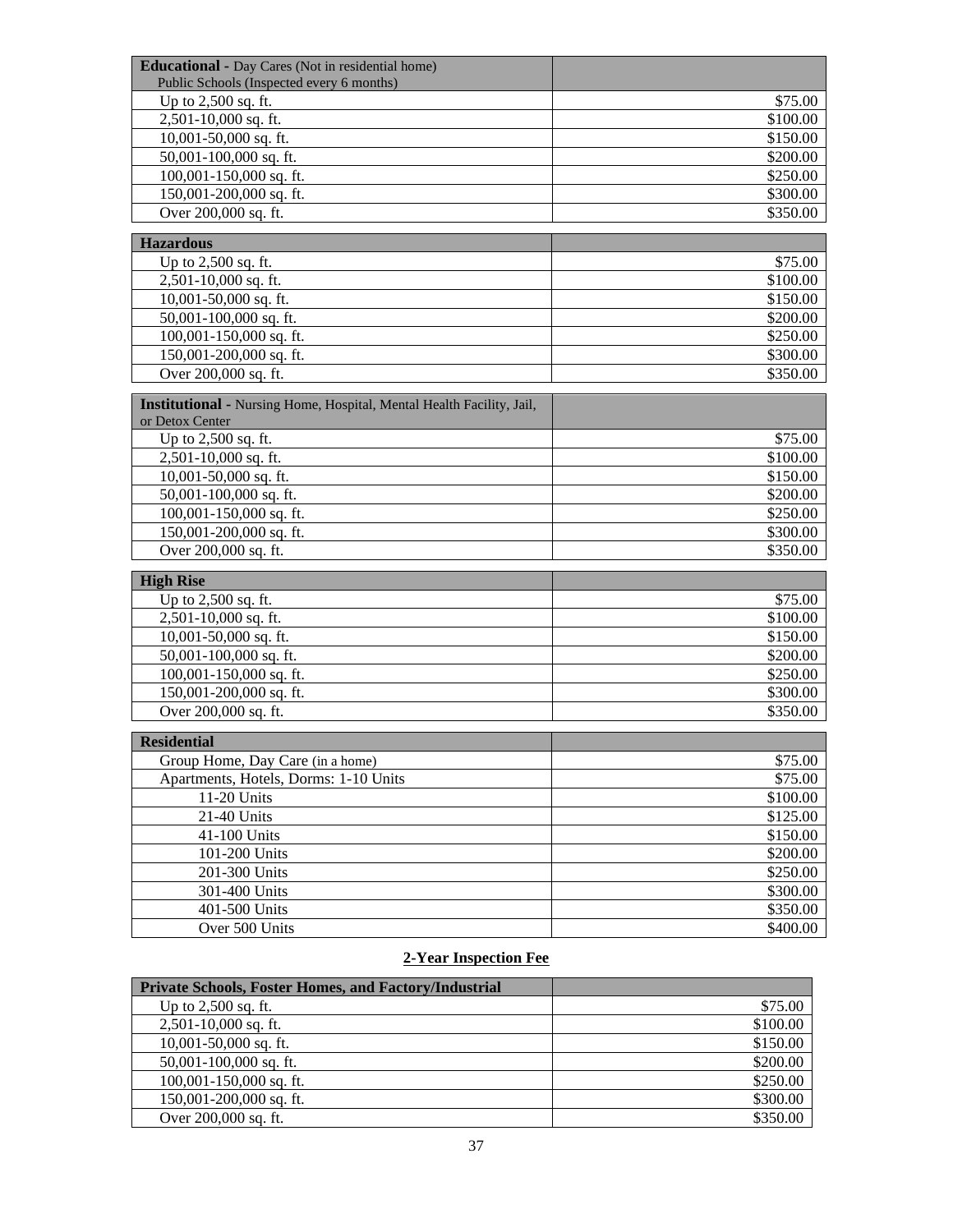| **Educational** - Day Cares (Not in residential home) Public Schools (Inspected every 6 months) | |
|---|---|
| Up to 2,500 sq. ft. | $75.00 |
| 2,501-10,000 sq. ft. | $100.00 |
| 10,001-50,000 sq. ft. | $150.00 |
| 50,001-100,000 sq. ft. | $200.00 |
| 100,001-150,000 sq. ft. | $250.00 |
| 150,001-200,000 sq. ft. | $300.00 |
| Over 200,000 sq. ft. | $350.00 |

| **Hazardous** | |
|---|---|
| Up to 2,500 sq. ft. | $75.00 |
| 2,501-10,000 sq. ft. | $100.00 |
| 10,001-50,000 sq. ft. | $150.00 |
| 50,001-100,000 sq. ft. | $200.00 |
| 100,001-150,000 sq. ft. | $250.00 |
| 150,001-200,000 sq. ft. | $300.00 |
| Over 200,000 sq. ft. | $350.00 |

| **Institutional** - Nursing Home, Hospital, Mental Health Facility, Jail, or Detox Center | |
|---|---|
| Up to 2,500 sq. ft. | $75.00 |
| 2,501-10,000 sq. ft. | $100.00 |
| 10,001-50,000 sq. ft. | $150.00 |
| 50,001-100,000 sq. ft. | $200.00 |
| 100,001-150,000 sq. ft. | $250.00 |
| 150,001-200,000 sq. ft. | $300.00 |
| Over 200,000 sq. ft. | $350.00 |

| **High Rise** | |
|---|---|
| Up to 2,500 sq. ft. | $75.00 |
| 2,501-10,000 sq. ft. | $100.00 |
| 10,001-50,000 sq. ft. | $150.00 |
| 50,001-100,000 sq. ft. | $200.00 |
| 100,001-150,000 sq. ft. | $250.00 |
| 150,001-200,000 sq. ft. | $300.00 |
| Over 200,000 sq. ft. | $350.00 |

| **Residential** | |
|---|---|
| Group Home, Day Care (in a home) | $75.00 |
| Apartments, Hotels, Dorms: 1-10 Units | $75.00 |
| 11-20 Units | $100.00 |
| 21-40 Units | $125.00 |
| 41-100 Units | $150.00 |
| 101-200 Units | $200.00 |
| 201-300 Units | $250.00 |
| 301-400 Units | $300.00 |
| 401-500 Units | $350.00 |
| Over 500 Units | $400.00 |

## 2-Year Inspection Fee

| **Private Schools, Foster Homes, and Factory/Industrial** | |
|---|---|
| Up to 2,500 sq. ft. | $75.00 |
| 2,501-10,000 sq. ft. | $100.00 |
| 10,001-50,000 sq. ft. | $150.00 |
| 50,001-100,000 sq. ft. | $200.00 |
| 100,001-150,000 sq. ft. | $250.00 |
| 150,001-200,000 sq. ft. | $300.00 |
| Over 200,000 sq. ft. | $350.00 |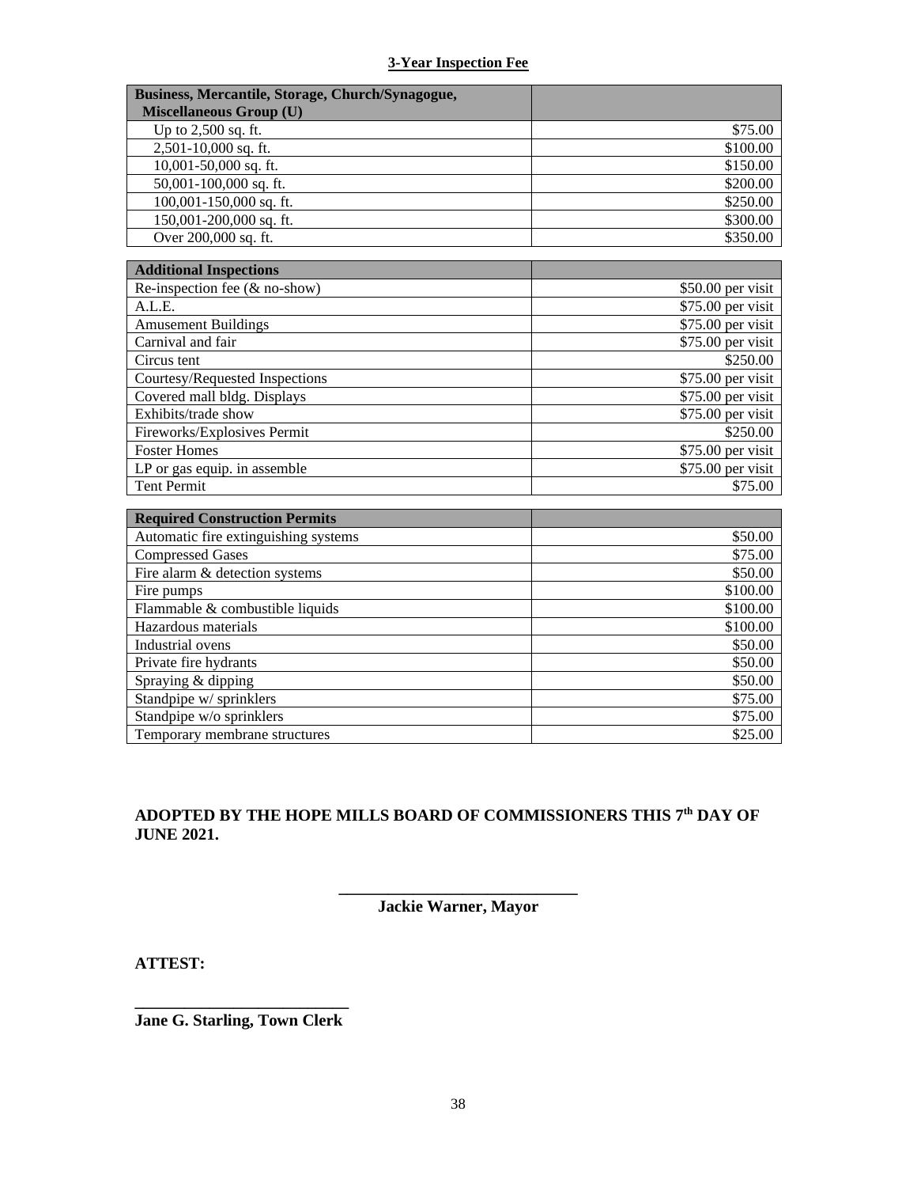**3-Year Inspection Fee**

| **Business, Mercantile, Storage, Church/Synagogue, Miscellaneous Group (U)** | |
|---|---|
| Up to 2,500 sq. ft. | $75.00 |
| 2,501-10,000 sq. ft. | $100.00 |
| 10,001-50,000 sq. ft. | $150.00 |
| 50,001-100,000 sq. ft. | $200.00 |
| 100,001-150,000 sq. ft. | $250.00 |
| 150,001-200,000 sq. ft. | $300.00 |
| Over 200,000 sq. ft. | $350.00 |

| **Additional Inspections** | |
|---|---|
| Re-inspection fee (& no-show) | $50.00 per visit |
| A.L.E. | $75.00 per visit |
| Amusement Buildings | $75.00 per visit |
| Carnival and fair | $75.00 per visit |
| Circus tent | $250.00 |
| Courtesy/Requested Inspections | $75.00 per visit |
| Covered mall bldg. Displays | $75.00 per visit |
| Exhibits/trade show | $75.00 per visit |
| Fireworks/Explosives Permit | $250.00 |
| Foster Homes | $75.00 per visit |
| LP or gas equip. in assemble | $75.00 per visit |
| Tent Permit | $75.00 |

| **Required Construction Permits** | |
|---|---|
| Automatic fire extinguishing systems | $50.00 |
| Compressed Gases | $75.00 |
| Fire alarm & detection systems | $50.00 |
| Fire pumps | $100.00 |
| Flammable & combustible liquids | $100.00 |
| Hazardous materials | $100.00 |
| Industrial ovens | $50.00 |
| Private fire hydrants | $50.00 |
| Spraying & dipping | $50.00 |
| Standpipe w/ sprinklers | $75.00 |
| Standpipe w/o sprinklers | $75.00 |
| Temporary membrane structures | $25.00 |

**ADOPTED BY THE HOPE MILLS BOARD OF COMMISSIONERS THIS 7th DAY OF JUNE 2021.**

______________________________
**Jackie Warner, Mayor**

**ATTEST:**

___________________________
**Jane G. Starling, Town Clerk**